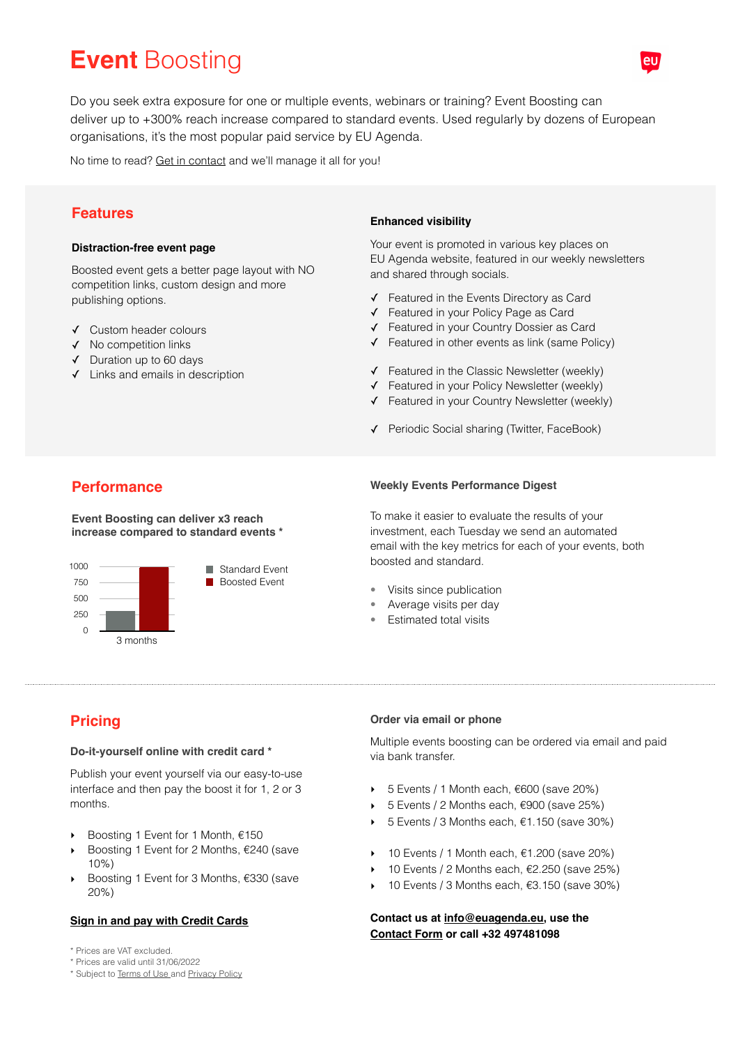# Event Boosting

Do you seek extra exposure for one or multiple events, webinars or training? Event Boosting can deliver up to +300% reach increase compared to standard events. Used regularly by dozens of European organisations, it's the most popular paid service by EU Agenda.

No time to read? Get in contact and we'll manage it all for you!

## Features

**Distraction-free event page**

Boosted event gets a better page layout with NO competition links, custom design and more publishing options.

- ✓ Custom header colours
- ✓ No competition links
- ✓ Duration up to 60 days
- ✓ Links and emails in description

**Enhanced visibility**

Your event is promoted in various key places on EU Agenda website, featured in our weekly newsletters and shared through socials.

- ✓ Featured in the Events Directory as Card
- ✓ Featured in your Policy Page as Card
- ✓ Featured in your Country Dossier as Card
- ✓ Featured in other events as link (same Policy)

- ✓ Featured in the Classic Newsletter (weekly)
- ✓ Featured in your Policy Newsletter (weekly)
- ✓ Featured in your Country Newsletter (weekly)

- ✓ Periodic Social sharing (Twitter, FaceBook)

## Performance

**Event Boosting can deliver x3 reach increase compared to standard events \***

1000
750
500
250
0

3 months

Standard Event
Boosted Event

**Weekly Events Performance Digest**

To make it easier to evaluate the results of your investment, each Tuesday we send an automated email with the key metrics for each of your events, both boosted and standard.

- Visits since publication
- Average visits per day
- Estimated total visits

## Pricing

**Do-it-yourself online with credit card \***

Publish your event yourself via our easy-to-use interface and then pay the boost it for 1, 2 or 3 months.

- Boosting 1 Event for 1 Month, €150
- Boosting 1 Event for 2 Months, €240 (save 10%)
- Boosting 1 Event for 3 Months, €330 (save 20%)

**Sign in and pay with Credit Cards**

**Order via email or phone**

Multiple events boosting can be ordered via email and paid via bank transfer.

- 5 Events / 1 Month each, €600 (save 20%)
- 5 Events / 2 Months each, €900 (save 25%)
- 5 Events / 3 Months each, €1.150 (save 30%)

- 10 Events / 1 Month each, €1.200 (save 20%)
- 10 Events / 2 Months each, €2.250 (save 25%)
- 10 Events / 3 Months each, €3.150 (save 30%)

**Contact us at info@euagenda.eu, use the Contact Form or call +32 497481098**

\* Prices are VAT excluded.
\* Prices are valid until 31/06/2022
\* Subject to Terms of Use and Privacy Policy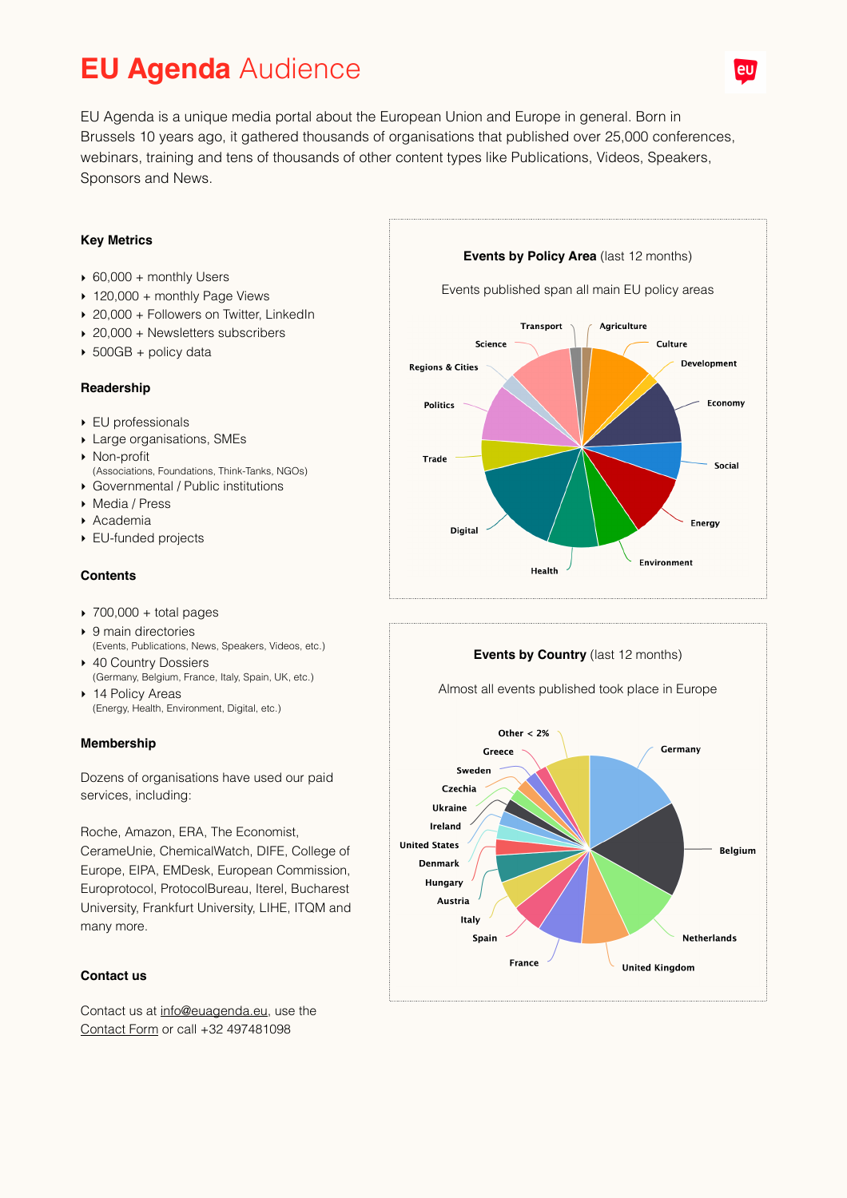# EU Agenda Audience

EU Agenda is a unique media portal about the European Union and Europe in general. Born in Brussels 10 years ago, it gathered thousands of organisations that published over 25,000 conferences, webinars, training and tens of thousands of other content types like Publications, Videos, Speakers, Sponsors and News.

### Key Metrics

- 60,000 + monthly Users
- 120,000 + monthly Page Views
- 20,000 + Followers on Twitter, LinkedIn
- 20,000 + Newsletters subscribers
- 500GB + policy data

### Readership

- EU professionals
- Large organisations, SMEs
- Non-profit
  (Associations, Foundations, Think-Tanks, NGOs)
- Governmental / Public institutions
- Media / Press
- Academia
- EU-funded projects

### Contents

- 700,000 + total pages
- 9 main directories
  (Events, Publications, News, Speakers, Videos, etc.)
- 40 Country Dossiers
  (Germany, Belgium, France, Italy, Spain, UK, etc.)
- 14 Policy Areas
  (Energy, Health, Environment, Digital, etc.)

### Membership

Dozens of organisations have used our paid services, including:

Roche, Amazon, ERA, The Economist, CerameUnie, ChemicalWatch, DIFE, College of Europe, EIPA, EMDesk, European Commission, Europrotocol, ProtocolBureau, Iterel, Bucharest University, Frankfurt University, LIHE, ITQM and many more.

### Contact us

Contact us at info@euagenda.eu, use the Contact Form or call +32 497481098

**Events by Policy Area** (last 12 months)

Events published span all main EU policy areas

Transport
Agriculture
Science
Culture
Regions & Cities
Development
Politics
Economy
Trade
Social
Energy
Digital
Environment
Health

**Events by Country** (last 12 months)

Almost all events published took place in Europe

Other < 2%
Greece
Germany
Sweden
Czechia
Ukraine
Ireland
Belgium
United States
Denmark
Hungary
Austria
Italy
Netherlands
Spain
France
United Kingdom